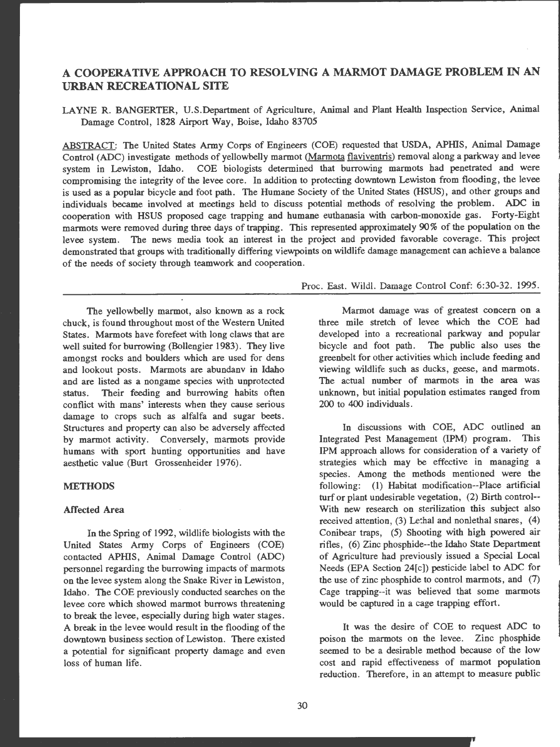# A COOPERATIVE APPROACH TO RESOLVING A MARMOT DAMAGE PROBLEM IN AN URBAN RECREATIONAL SITE

LAYNE R. BANGERTER, U.S.Department of Agriculture, Animal and Plant Health Inspection Service, Animal Damage Control, 1828 Airport Way, Boise, Idaho 83705

ABSTRACT: The United States Army Corps of Engineers (COE) requested that USDA, APHIS, Animal Damage Control (ADC) investigate methods of yellowbelly marmot (Marmota flaviventris) removal along a parkway and levee system in Lewiston, Idaho. COE biologists determined that burrowing marmots had penetrated and were compromising the integrity of the levee core. In addition to protecting downtown Lewiston from flooding, the levee is used as a popular bicycle and foot path. The Humane Society of the United States (HSUS), and other groups and individuals became involved at meetings held to discuss potential methods of resolving the problem. ADC in cooperation with HSUS proposed cage trapping and humane euthanasia with carbon-monoxide gas. Forty-Eight marmots were removed during three days of trapping. This represented approximately 90% of the population on the levee system. The news media took an interest in the project and provided favorable coverage. This project demonstrated that groups with traditionally differing viewpoints on wildlife damage management can achieve a balance of the needs of society through teamwork and cooperation.

Proc. East. Wildl. Damage Control Conf: 6:30-32. 1995.

The yellowbelly marmot, also known as a rock chuck, is found throughout most of the Western United States. Marmots have forefeet with long claws that are well suited for burrowing (Bollengier 1983). They live amongst rocks and boulders which are used for dens and lookout posts. Marmots are abundanv in Idaho and are listed as a nongame species with unprotected status. Their feeding and burrowing habits often conflict with mans' interests when they cause serious damage to crops such as alfalfa and sugar beets. Structures and property can also be adversely affected by marmot activity. Conversely, marmots provide humans with sport hunting opportunities and have aesthetic value (Burt Grossenheider 1976).

## METHODS

### Affected Area

In the Spring of 1992, wildlife biologists with the United States Army Corps of Engineers (COE) contacted APHIS, Animal Damage Control (ADC) personnel regarding the burrowing impacts of marmots on the levee system along the Snake River in Lewiston, Idaho. The COE previously conducted searches on the levee core which showed marmot burrows threatening to break the levee, especially during high water stages. A break in the levee would result in the flooding of the downtown business section of Lewiston. There existed a potential for significant property damage and even loss of human life.

Marmot damage was of greatest concern on a three mile stretch of levee which the COE had developed into a recreational parkway and popular bicycle and foot path. The public also uses the greenbelt for other activities which include feeding and viewing wildlife such as ducks, geese, and marmots. The actual number of marmots in the area was unknown, but initial population estimates ranged from 200 to 400 individuals.

In discussions with COE, ADC outlined an Integrated Pest Management (IPM) program. This IPM approach allows for consideration of a variety of strategies which may be effective in managing a species. Among the methods mentioned were the following: (1) Habitat modification--Place artificial turf or plant undesirable vegetation, (2) Birth control--With new research on sterilization this subject also received attention, (3) Lethal and nonlethal snares, (4) Conibear traps, (5) Shooting with high powered air rifles, (6) Zinc phosphide--the Idaho State Department of Agriculture had previously issued a Special Local Needs (EPA Section 24[c]) pesticide label to ADC for the use of zinc phosphide to control marmots, and (7) Cage trapping--it was believed that some marmots would be captured in a cage trapping effort.

It was the desire of COE to request ADC to poison the marmots on the levee. Zinc phosphide seemed to be a desirable method because of the low cost and rapid effectiveness of marmot population reduction. Therefore, in an attempt to measure public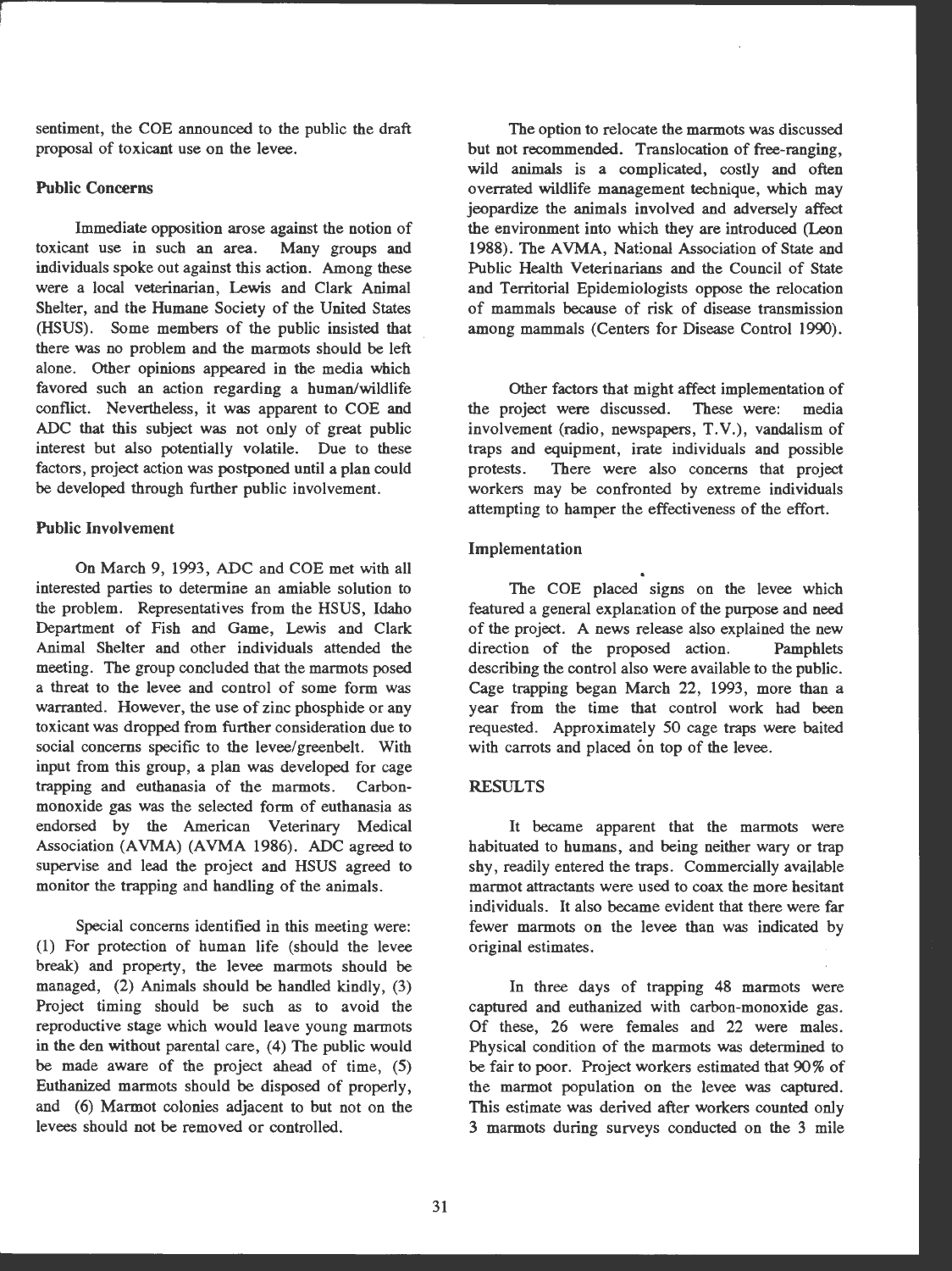sentiment, the COE announced to the public the draft proposal of toxicant use on the levee.

### Public Concerns

Immediate opposition arose against the notion of toxicant use in such an area. Many groups and individuals spoke out against this action. Among these were a local veterinarian, Lewis and Clark Animal Shelter, and the Humane Society of the United States (HSUS). Some members of the public insisted that there was no problem and the marmots should be left alone. Other opinions appeared in the media which favored such an action regarding a human/wildlife conflict. Nevertheless, it was apparent to COE and ADC that this subject was not only of great public interest but also potentially volatile. Due to these factors, project action was postponed until a plan could be developed through further public involvement.

### Public Involvement

On March 9, 1993, ADC and COE met with all interested parties to determine an amiable solution to the problem. Representatives from the HSUS, Idaho Department of Fish and Game, Lewis and Clark Animal Shelter and other individuals attended the meeting. The group concluded that the marmots posed a threat to the levee and control of some form was warranted. However, the use of zinc phosphide or any toxicant was dropped from further consideration due to social concerns specific to the levee/greenbelt. With input from this group, a plan was developed for cage trapping and euthanasia of the marmots. Carbon-monoxide gas was the selected form of euthanasia as endorsed by the American Veterinary Medical Association (AVMA) (AVMA 1986). ADC agreed to supervise and lead the project and HSUS agreed to monitor the trapping and handling of the animals.

Special concerns identified in this meeting were: (1) For protection of human life (should the levee break) and property, the levee marmots should be managed, (2) Animals should be handled kindly, (3) Project timing should be such as to avoid the reproductive stage which would leave young marmots in the den without parental care, (4) The public would be made aware of the project ahead of time, (5) Euthanized marmots should be disposed of properly, and (6) Marmot colonies adjacent to but not on the levees should not be removed or controlled.

The option to relocate the marmots was discussed but not recommended. Translocation of free-ranging, wild animals is a complicated, costly and often overrated wildlife management technique, which may jeopardize the animals involved and adversely affect the environment into which they are introduced (Leon 1988). The AVMA, National Association of State and Public Health Veterinarians and the Council of State and Territorial Epidemiologists oppose the relocation of mammals because of risk of disease transmission among mammals (Centers for Disease Control 1990).

Other factors that might affect implementation of the project were discussed. These were: media involvement (radio, newspapers, T.V.), vandalism of traps and equipment, irate individuals and possible protests. There were also concerns that project workers may be confronted by extreme individuals attempting to hamper the effectiveness of the effort.

### Implementation

The COE placed signs on the levee which featured a general explanation of the purpose and need of the project. A news release also explained the new direction of the proposed action. Pamphlets describing the control also were available to the public. Cage trapping began March 22, 1993, more than a year from the time that control work had been requested. Approximately 50 cage traps were baited with carrots and placed on top of the levee.

## RESULTS

It became apparent that the marmots were habituated to humans, and being neither wary or trap shy, readily entered the traps. Commercially available marmot attractants were used to coax the more hesitant individuals. It also became evident that there were far fewer marmots on the levee than was indicated by original estimates.

In three days of trapping 48 marmots were captured and euthanized with carbon-monoxide gas. Of these, 26 were females and 22 were males. Physical condition of the marmots was determined to be fair to poor. Project workers estimated that 90% of the marmot population on the levee was captured. This estimate was derived after workers counted only 3 marmots during surveys conducted on the 3 mile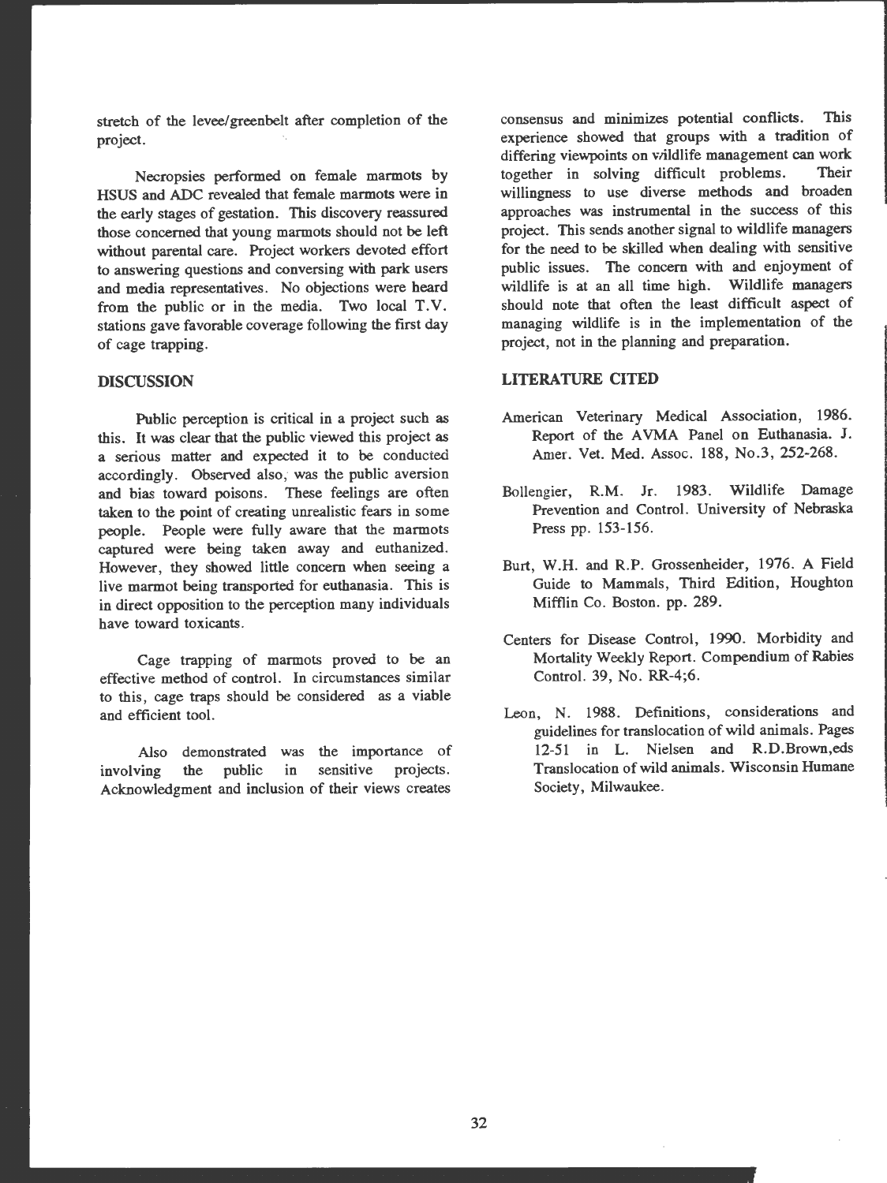stretch of the levee/greenbelt after completion of the project.

Necropsies performed on female marmots by HSUS and ADC revealed that female marmots were in the early stages of gestation. This discovery reassured those concerned that young marmots should not be left without parental care. Project workers devoted effort to answering questions and conversing with park users and media representatives. No objections were heard from the public or in the media. Two local T.V. stations gave favorable coverage following the first day of cage trapping.

## DISCUSSION

Public perception is critical in a project such as this. It was clear that the public viewed this project as a serious matter and expected it to be conducted accordingly. Observed also, was the public aversion and bias toward poisons. These feelings are often taken to the point of creating unrealistic fears in some people. People were fully aware that the marmots captured were being taken away and euthanized. However, they showed little concern when seeing a live marmot being transported for euthanasia. This is in direct opposition to the perception many individuals have toward toxicants.

Cage trapping of marmots proved to be an effective method of control. In circumstances similar to this, cage traps should be considered as a viable and efficient tool.

Also demonstrated was the importance of involving the public in sensitive projects. Acknowledgment and inclusion of their views creates consensus and minimizes potential conflicts. This experience showed that groups with a tradition of differing viewpoints on wildlife management can work together in solving difficult problems. Their willingness to use diverse methods and broaden approaches was instrumental in the success of this project. This sends another signal to wildlife managers for the need to be skilled when dealing with sensitive public issues. The concern with and enjoyment of wildlife is at an all time high. Wildlife managers should note that often the least difficult aspect of managing wildlife is in the implementation of the project, not in the planning and preparation.

## LITERATURE CITED

American Veterinary Medical Association, 1986. Report of the AVMA Panel on Euthanasia. J. Amer. Vet. Med. Assoc. 188, No.3, 252-268.

Bollengier, R.M. Jr. 1983. Wildlife Damage Prevention and Control. University of Nebraska Press pp. 153-156.

Burt, W.H. and R.P. Grossenheider, 1976. A Field Guide to Mammals, Third Edition, Houghton Mifflin Co. Boston. pp. 289.

Centers for Disease Control, 1990. Morbidity and Mortality Weekly Report. Compendium of Rabies Control. 39, No. RR-4;6.

Leon, N. 1988. Definitions, considerations and guidelines for translocation of wild animals. Pages 12-51 in L. Nielsen and R.D.Brown,eds Translocation of wild animals. Wisconsin Humane Society, Milwaukee.